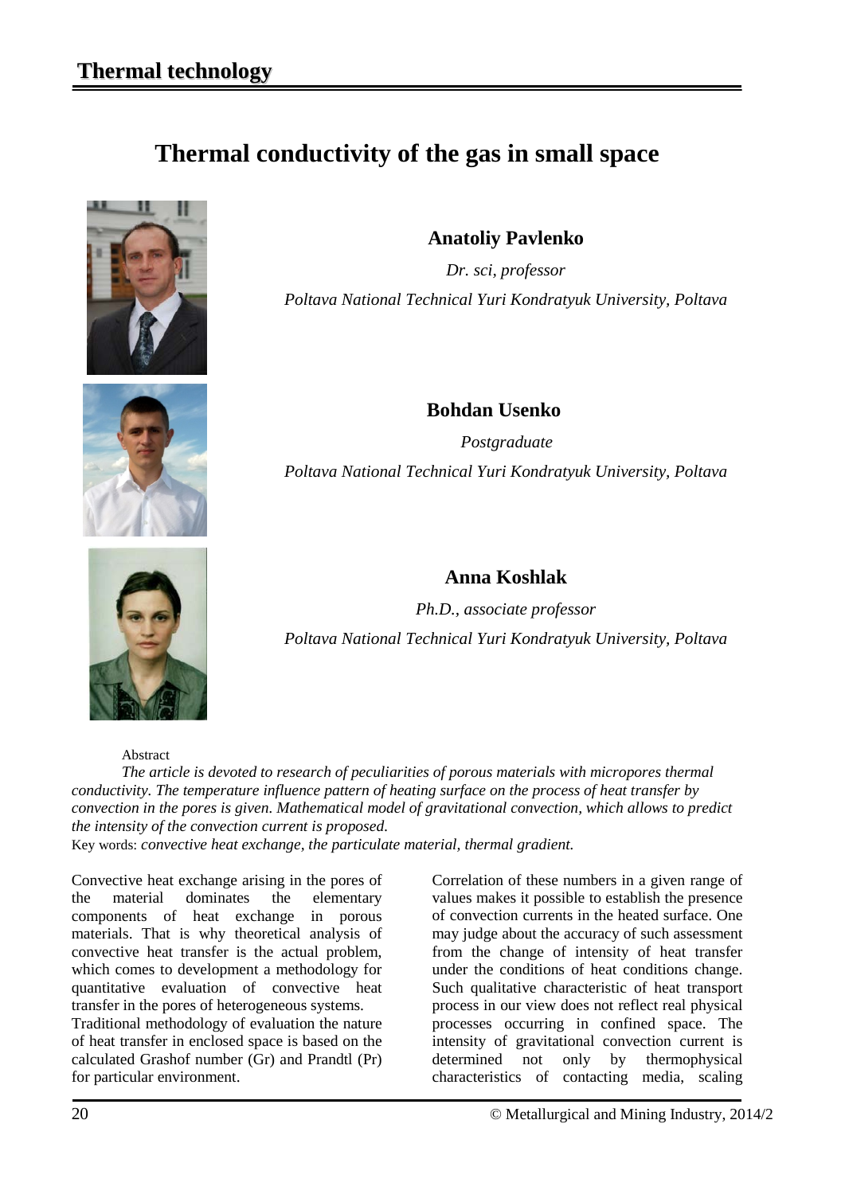# Thermal conductivity of the gas in small space

**Anatoliy Pavlenko**

*Dr. sci, professor*

*Poltava National Technical Yuri Kondratyuk University, Poltava*

**Bohdan Usenko**

*Postgraduate*

*Poltava National Technical Yuri Kondratyuk University, Poltava*

**Anna Koshlak**

*Ph.D., associate professor*

*Poltava National Technical Yuri Kondratyuk University, Poltava*

Abstract

*The article is devoted to research of peculiarities of porous materials with micropores thermal conductivity. The temperature influence pattern of heating surface on the process of heat transfer by convection in the pores is given. Mathematical model of gravitational convection, which allows to predict the intensity of the convection current is proposed.*

Key words: *convective heat exchange, the particulate material, thermal gradient.*

Convective heat exchange arising in the pores of the material dominates the elementary components of heat exchange in porous materials. That is why theoretical analysis of convective heat transfer is the actual problem, which comes to development a methodology for quantitative evaluation of convective heat transfer in the pores of heterogeneous systems.

Traditional methodology of evaluation the nature of heat transfer in enclosed space is based on the calculated Grashof number (Gr) and Prandtl (Pr) for particular environment. Correlation of these numbers in a given range of values makes it possible to establish the presence of convection currents in the heated surface. One may judge about the accuracy of such assessment from the change of intensity of heat transfer under the conditions of heat conditions change. Such qualitative characteristic of heat transport process in our view does not reflect real physical processes occurring in confined space. The intensity of gravitational convection current is determined not only by thermophysical characteristics of contacting media, scaling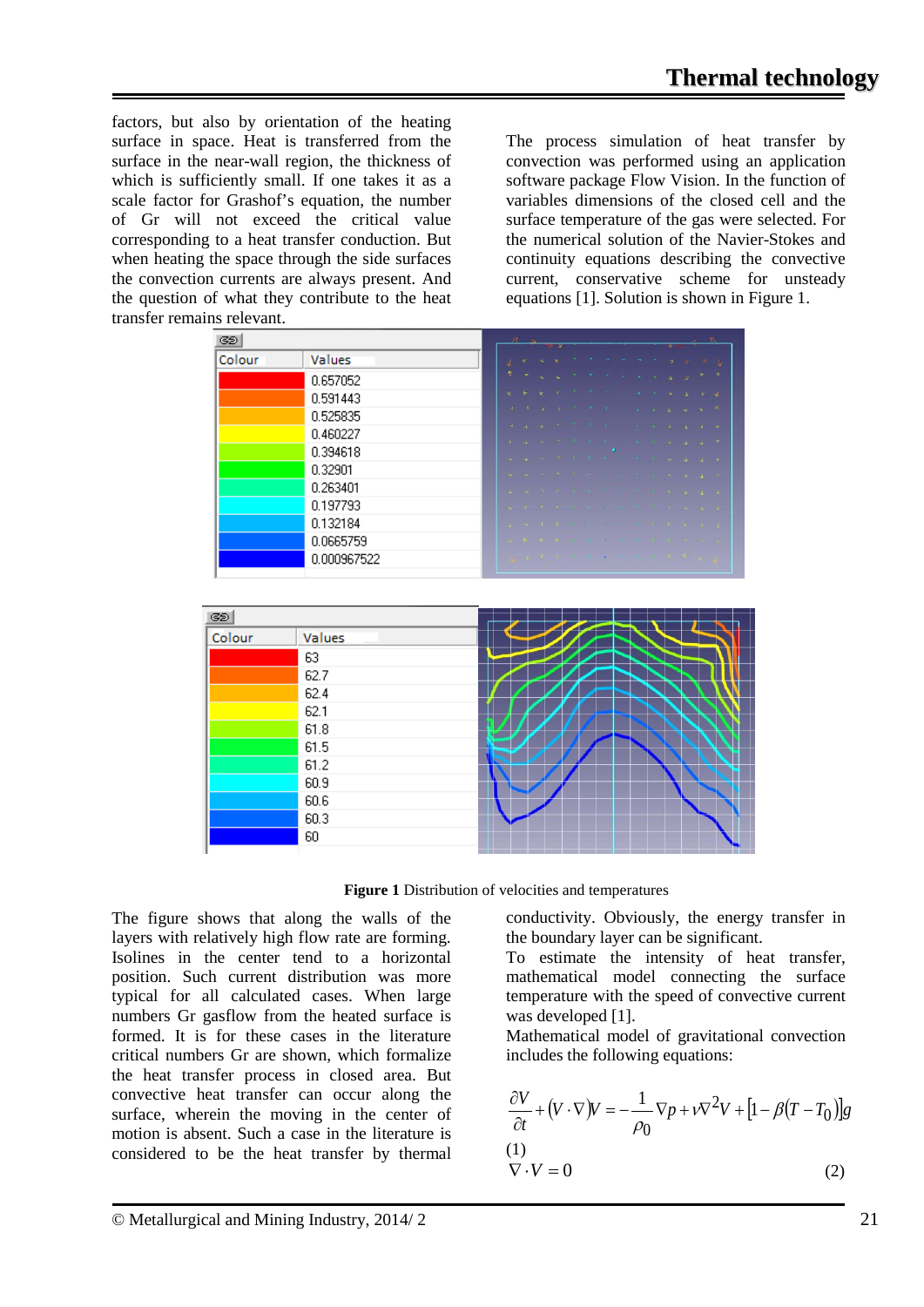factors, but also by orientation of the heating surface in space. Heat is transferred from the surface in the near-wall region, the thickness of which is sufficiently small. If one takes it as a scale factor for Grashof's equation, the number of Gr will not exceed the critical value corresponding to a heat transfer conduction. But when heating the space through the side surfaces the convection currents are always present. And the question of what they contribute to the heat transfer remains relevant.

The process simulation of heat transfer by convection was performed using an application software package Flow Vision. In the function of variables dimensions of the closed cell and the surface temperature of the gas were selected. For the numerical solution of the Navier-Stokes and continuity equations describing the convective current, conservative scheme for unsteady equations [1]. Solution is shown in Figure 1.

| Colour | Values |
|---|---|
| red | 0.657052 |
| orange | 0.591443 |
| amber | 0.525835 |
| yellow | 0.460227 |
| yellow-green | 0.394618 |
| green | 0.32901 |
| cyan-green | 0.263401 |
| cyan | 0.197793 |
| light blue | 0.132184 |
| blue | 0.0665759 |
| dark blue | 0.000967522 |

| Colour | Values |
|---|---|
| red | 63 |
| orange | 62.7 |
| amber | 62.4 |
| yellow | 62.1 |
| yellow-green | 61.8 |
| green | 61.5 |
| cyan-green | 61.2 |
| cyan | 60.9 |
| light blue | 60.6 |
| blue | 60.3 |
| dark blue | 60 |

**Figure 1** Distribution of velocities and temperatures

The figure shows that along the walls of the layers with relatively high flow rate are forming. Isolines in the center tend to a horizontal position. Such current distribution was more typical for all calculated cases. When large numbers Gr gasflow from the heated surface is formed. It is for these cases in the literature critical numbers Gr are shown, which formalize the heat transfer process in closed area. But convective heat transfer can occur along the surface, wherein the moving in the center of motion is absent. Such a case in the literature is considered to be the heat transfer by thermal conductivity. Obviously, the energy transfer in the boundary layer can be significant.

To estimate the intensity of heat transfer, mathematical model connecting the surface temperature with the speed of convective current was developed [1].

Mathematical model of gravitational convection includes the following equations:

$$\frac{\partial V}{\partial t} + (V \cdot \nabla)V = -\frac{1}{\rho_0}\nabla p + \nu\nabla^2 V + \left[1 - \beta(T - T_0)\right]g \quad (1)$$

$$\nabla \cdot V = 0 \quad (2)$$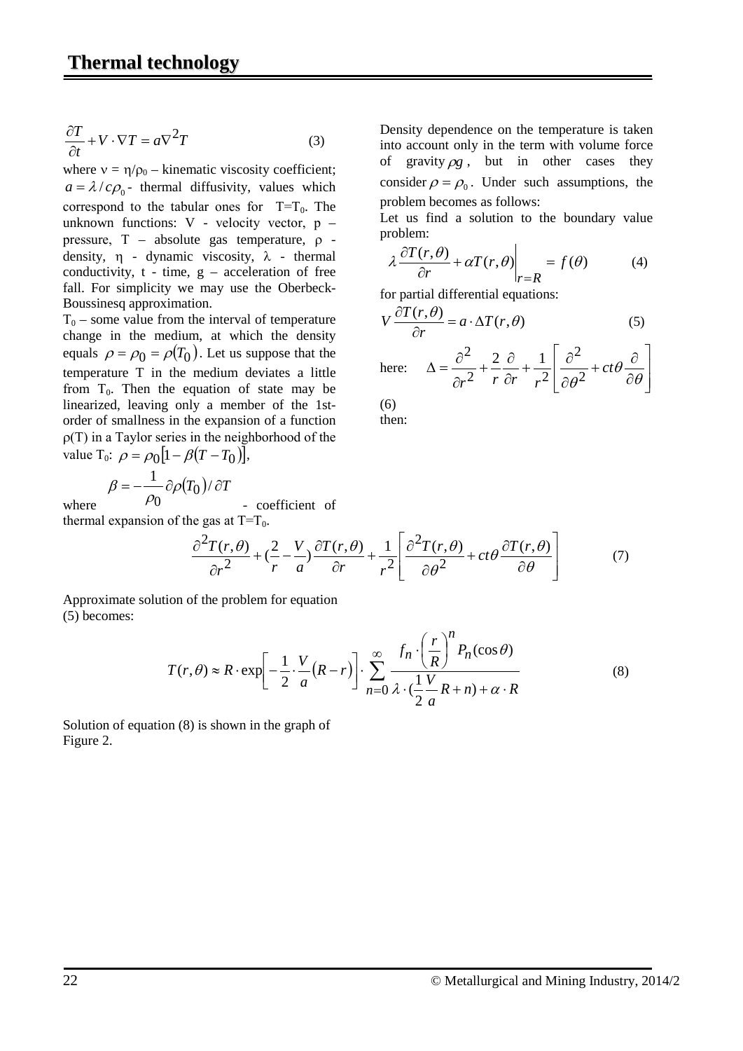$$\frac{\partial T}{\partial t} + V \cdot \nabla T = a \nabla^2 T \tag{3}$$

where $\nu = \eta/\rho_0$ – kinematic viscosity coefficient; $a = \lambda / c\rho_0$ - thermal diffusivity, values which correspond to the tabular ones for $T=T_0$. The unknown functions: V - velocity vector, p – pressure, T – absolute gas temperature, ρ - density, η - dynamic viscosity, λ - thermal conductivity, t - time, g – acceleration of free fall. For simplicity we may use the Oberbeck-Boussinesq approximation.

$T_0$ – some value from the interval of temperature change in the medium, at which the density equals $\rho = \rho_0 = \rho(T_0)$. Let us suppose that the temperature T in the medium deviates a little from $T_0$. Then the equation of state may be linearized, leaving only a member of the 1st-order of smallness in the expansion of a function ρ(T) in a Taylor series in the neighborhood of the value $T_0$: $\rho = \rho_0 [1 - \beta (T - T_0)]$,

where $\beta = -\frac{1}{\rho_0} \partial \rho(T_0) / \partial T$ - coefficient of thermal expansion of the gas at $T=T_0$.

Density dependence on the temperature is taken into account only in the term with volume force of gravity $\rho g$, but in other cases they consider $\rho = \rho_0$. Under such assumptions, the problem becomes as follows:

Let us find a solution to the boundary value problem:

$$\lambda \frac{\partial T(r,\theta)}{\partial r} + \alpha T(r,\theta) \bigg|_{r=R} = f(\theta) \tag{4}$$

for partial differential equations:

$$V \frac{\partial T(r,\theta)}{\partial r} = a \cdot \Delta T(r,\theta) \tag{5}$$

here: $$\Delta = \frac{\partial^2}{\partial r^2} + \frac{2}{r}\frac{\partial}{\partial r} + \frac{1}{r^2}\left[\frac{\partial^2}{\partial \theta^2} + ct\theta \frac{\partial}{\partial \theta}\right] \tag{6}$$

then:

$$\frac{\partial^2 T(r,\theta)}{\partial r^2} + \left(\frac{2}{r} - \frac{V}{a}\right)\frac{\partial T(r,\theta)}{\partial r} + \frac{1}{r^2}\left[\frac{\partial^2 T(r,\theta)}{\partial \theta^2} + ct\theta \frac{\partial T(r,\theta)}{\partial \theta}\right] \tag{7}$$

Approximate solution of the problem for equation (5) becomes:

$$T(r,\theta) \approx R \cdot \exp\left[-\frac{1}{2} \cdot \frac{V}{a}(R - r)\right] \cdot \sum_{n=0}^{\infty} \frac{f_n \cdot \left(\frac{r}{R}\right)^n P_n(\cos\theta)}{\lambda \cdot \left(\frac{1}{2}\frac{V}{a}R + n\right) + \alpha \cdot R} \tag{8}$$

Solution of equation (8) is shown in the graph of Figure 2.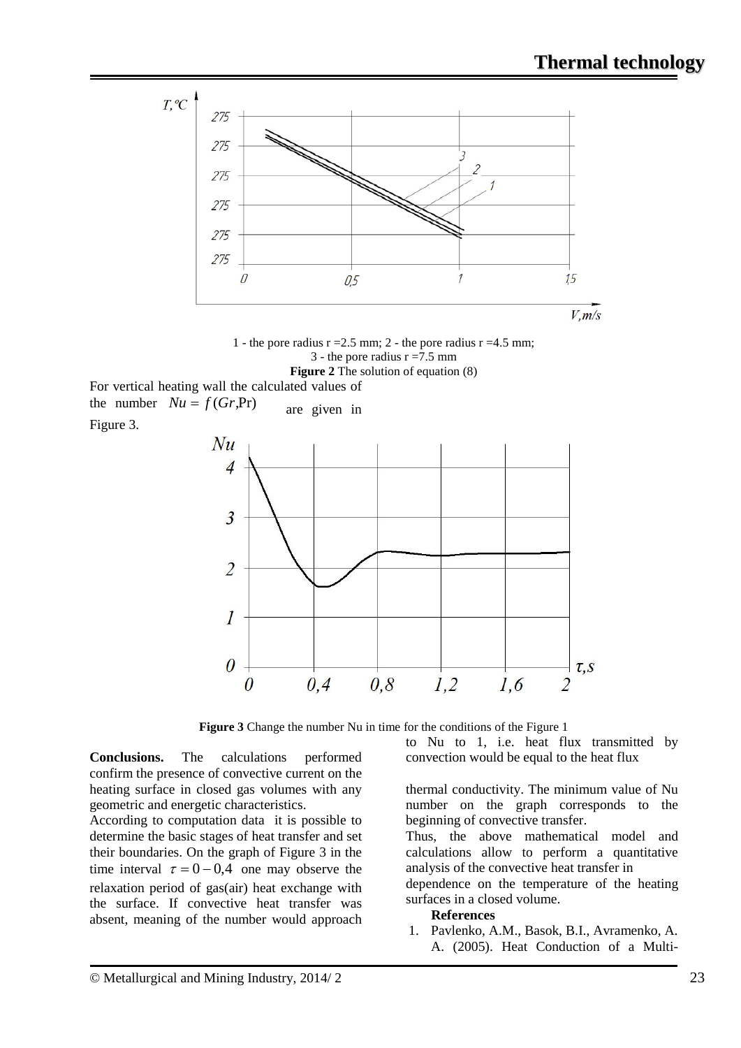1 - the pore radius r =2.5 mm; 2 - the pore radius r =4.5 mm;
3 - the pore radius r =7.5 mm

**Figure 2** The solution of equation (8)

For vertical heating wall the calculated values of the number $Nu = f(Gr, \Pr)$ are given in Figure 3.

**Figure 3** Change the number Nu in time for the conditions of the Figure 1

**Conclusions.** The calculations performed confirm the presence of convective current on the heating surface in closed gas volumes with any geometric and energetic characteristics.

According to computation data it is possible to determine the basic stages of heat transfer and set their boundaries. On the graph of Figure 3 in the time interval $\tau = 0 - 0{,}4$ one may observe the relaxation period of gas(air) heat exchange with the surface. If convective heat transfer was absent, meaning of the number would approach to Nu to 1, i.e. heat flux transmitted by convection would be equal to the heat flux

thermal conductivity. The minimum value of Nu number on the graph corresponds to the beginning of convective transfer.

Thus, the above mathematical model and calculations allow to perform a quantitative analysis of the convective heat transfer in dependence on the temperature of the heating surfaces in a closed volume.

**References**

1. Pavlenko, A.M., Basok, B.I., Avramenko, A. A. (2005). Heat Conduction of a Multi-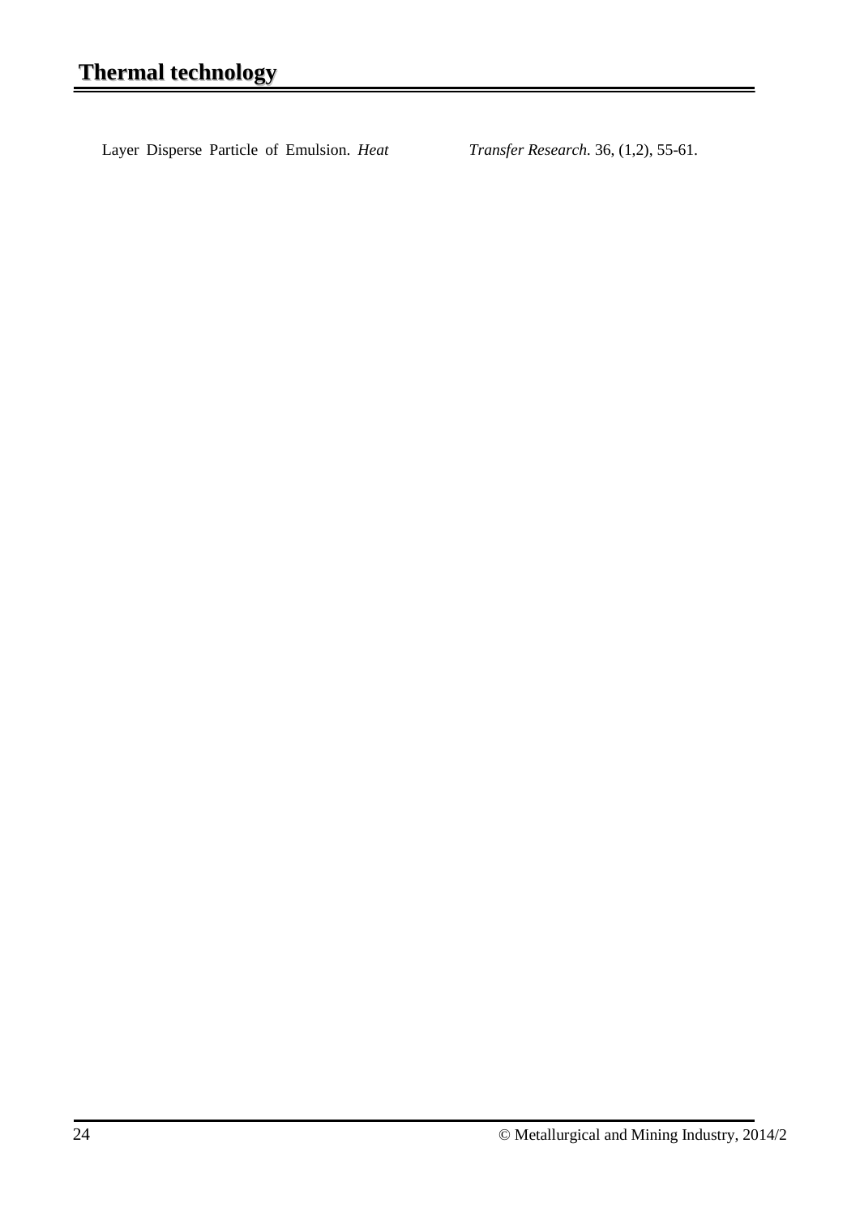Layer Disperse Particle of Emulsion. *Heat Transfer Research.* 36, (1,2), 55-61.